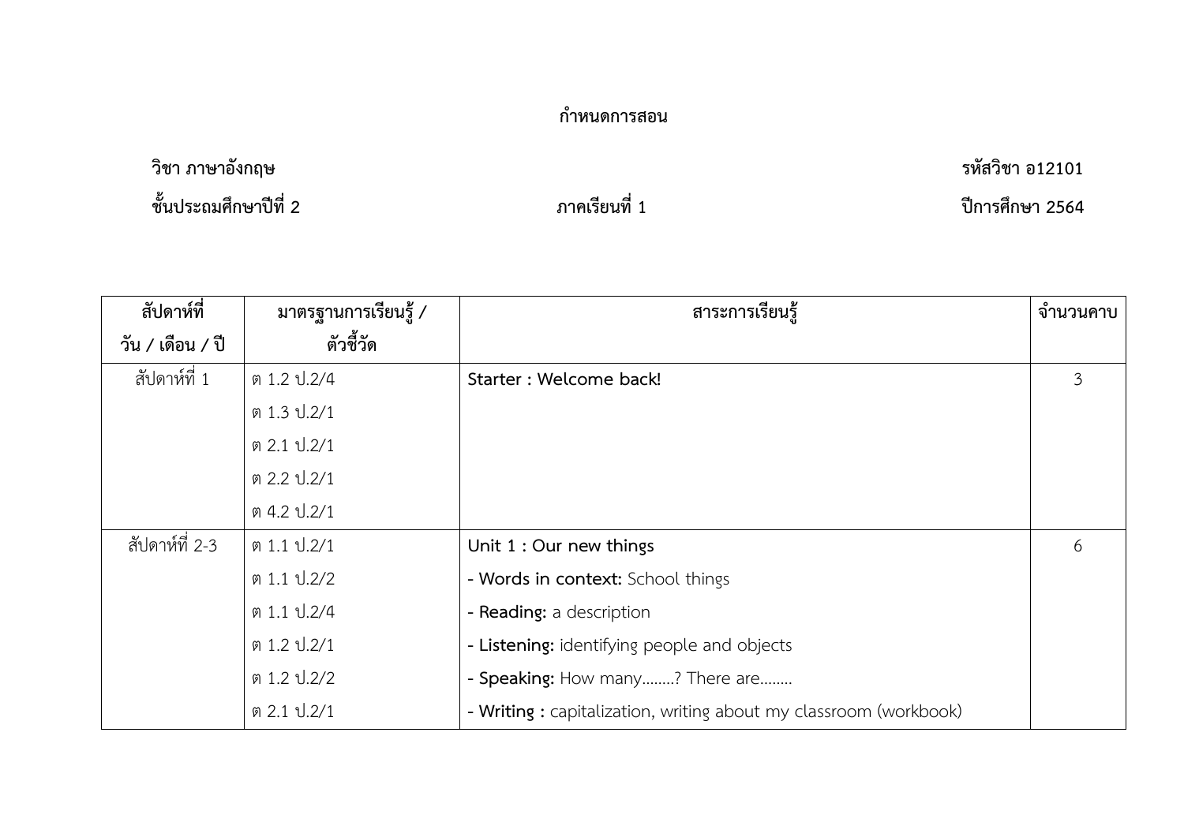**กำหนดการสอน**

**วิชา ภาษาอังกฤษ** **รหัสวิชา อ12101**

**ชั้นประถมศึกษาปีที่ 2** **ภาคเรียนที่ 1** **ปีการศึกษา 2564**

| สัปดาห์ที่ วัน / เดือน / ปี | มาตรฐานการเรียนรู้ / ตัวชี้วัด | สาระการเรียนรู้ | จำนวนคาบ |
|---|---|---|---|
| สัปดาห์ที่ 1 | ต 1.2 ป.2/4<br>ต 1.3 ป.2/1<br>ต 2.1 ป.2/1<br>ต 2.2 ป.2/1<br>ต 4.2 ป.2/1 | **Starter : Welcome back!** | 3 |
| สัปดาห์ที่ 2-3 | ต 1.1 ป.2/1<br>ต 1.1 ป.2/2<br>ต 1.1 ป.2/4<br>ต 1.2 ป.2/1<br>ต 1.2 ป.2/2<br>ต 2.1 ป.2/1 | **Unit 1 : Our new things**<br>- **Words in context:** School things<br>- **Reading:** a description<br>- **Listening:** identifying people and objects<br>- **Speaking:** How many........? There are........<br>- **Writing :** capitalization, writing about my classroom (workbook) | 6 |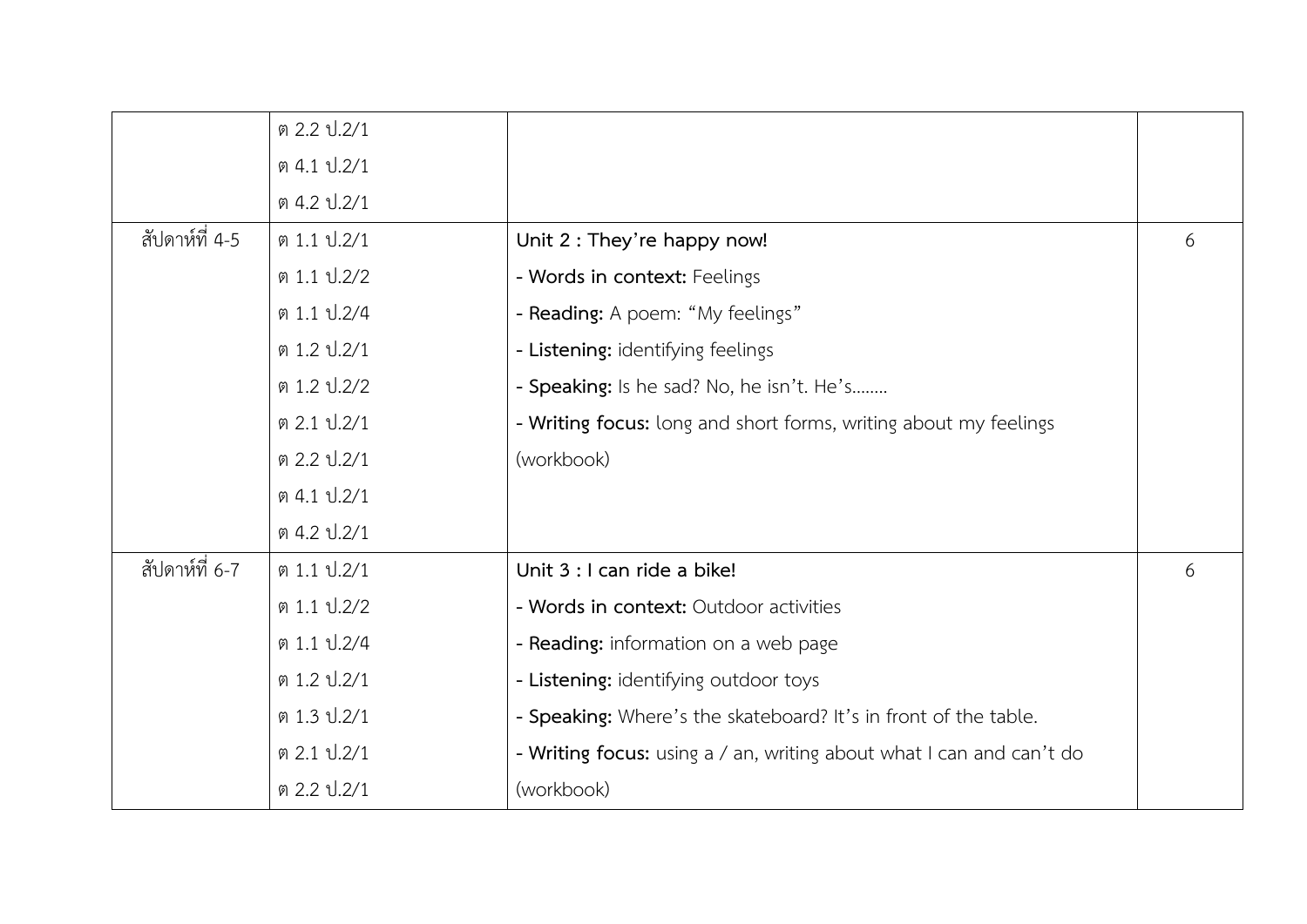| | | | |
|---|---|---|---|
| | ต 2.2 ป.2/1<br>ต 4.1 ป.2/1<br>ต 4.2 ป.2/1 | | |
| สัปดาห์ที่ 4-5 | ต 1.1 ป.2/1<br>ต 1.1 ป.2/2<br>ต 1.1 ป.2/4<br>ต 1.2 ป.2/1<br>ต 1.2 ป.2/2<br>ต 2.1 ป.2/1<br>ต 2.2 ป.2/1<br>ต 4.1 ป.2/1<br>ต 4.2 ป.2/1 | **Unit 2 : They're happy now!**<br>- **Words in context:** Feelings<br>- **Reading:** A poem: "My feelings"<br>- **Listening:** identifying feelings<br>- **Speaking:** Is he sad? No, he isn't. He's........<br>- **Writing focus:** long and short forms, writing about my feelings (workbook) | 6 |
| สัปดาห์ที่ 6-7 | ต 1.1 ป.2/1<br>ต 1.1 ป.2/2<br>ต 1.1 ป.2/4<br>ต 1.2 ป.2/1<br>ต 1.3 ป.2/1<br>ต 2.1 ป.2/1<br>ต 2.2 ป.2/1 | **Unit 3 : I can ride a bike!**<br>- **Words in context:** Outdoor activities<br>- **Reading:** information on a web page<br>- **Listening:** identifying outdoor toys<br>- **Speaking:** Where's the skateboard? It's in front of the table.<br>- **Writing focus:** using a / an, writing about what I can and can't do (workbook) | 6 |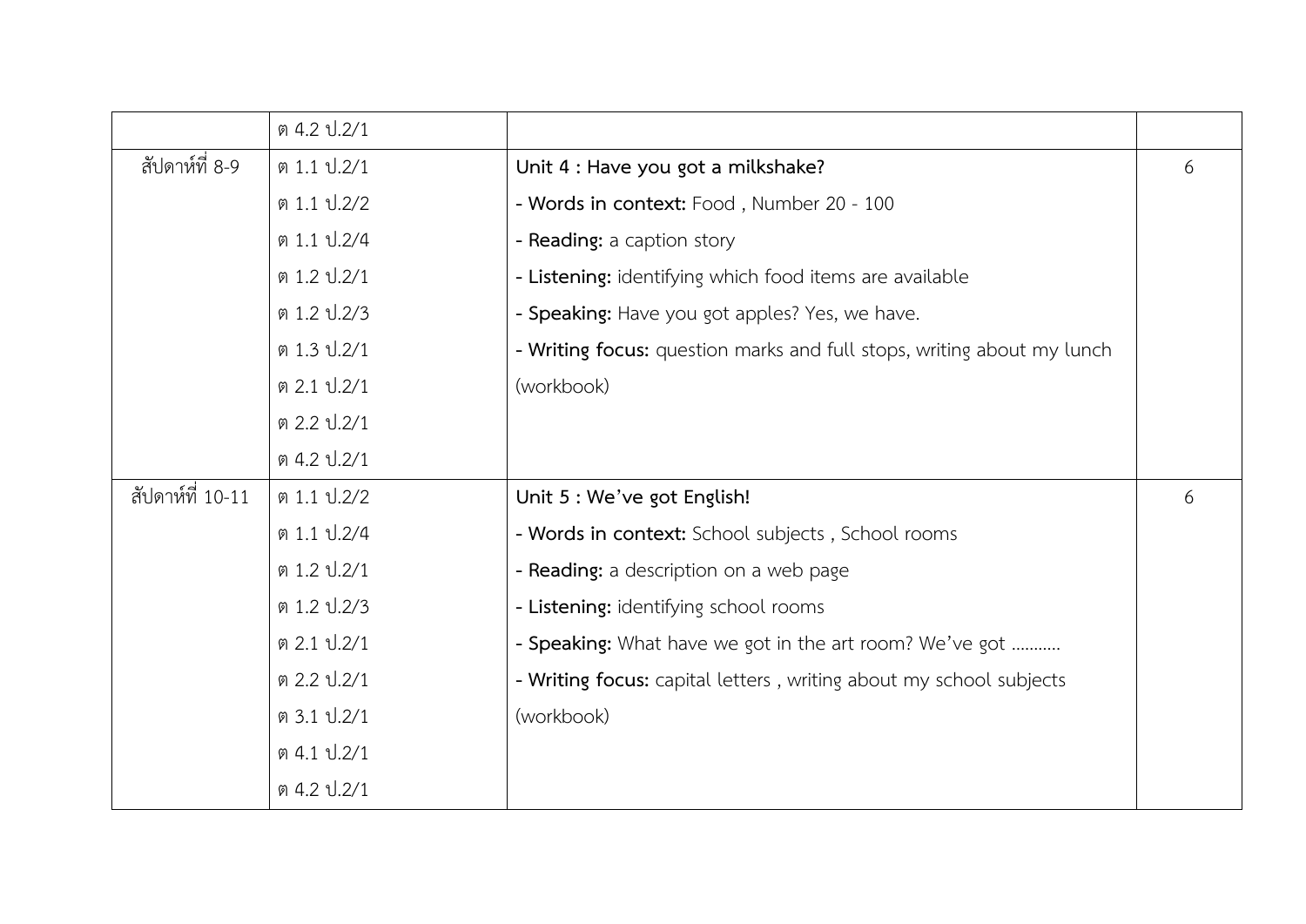| | | | |
|---|---|---|---|
| | ต 4.2 ป.2/1 | | |
| สัปดาห์ที่ 8-9 | ต 1.1 ป.2/1 | **Unit 4 : Have you got a milkshake?** | 6 |
| | ต 1.1 ป.2/2 | - **Words in context:** Food , Number 20 - 100 | |
| | ต 1.1 ป.2/4 | - **Reading:** a caption story | |
| | ต 1.2 ป.2/1 | - **Listening:** identifying which food items are available | |
| | ต 1.2 ป.2/3 | - **Speaking:** Have you got apples? Yes, we have. | |
| | ต 1.3 ป.2/1 | - **Writing focus:** question marks and full stops, writing about my lunch | |
| | ต 2.1 ป.2/1 | (workbook) | |
| | ต 2.2 ป.2/1 | | |
| | ต 4.2 ป.2/1 | | |
| สัปดาห์ที่ 10-11 | ต 1.1 ป.2/2 | **Unit 5 : We've got English!** | 6 |
| | ต 1.1 ป.2/4 | - **Words in context:** School subjects , School rooms | |
| | ต 1.2 ป.2/1 | - **Reading:** a description on a web page | |
| | ต 1.2 ป.2/3 | - **Listening:** identifying school rooms | |
| | ต 2.1 ป.2/1 | - **Speaking:** What have we got in the art room? We've got ……….. | |
| | ต 2.2 ป.2/1 | - **Writing focus:** capital letters , writing about my school subjects | |
| | ต 3.1 ป.2/1 | (workbook) | |
| | ต 4.1 ป.2/1 | | |
| | ต 4.2 ป.2/1 | | |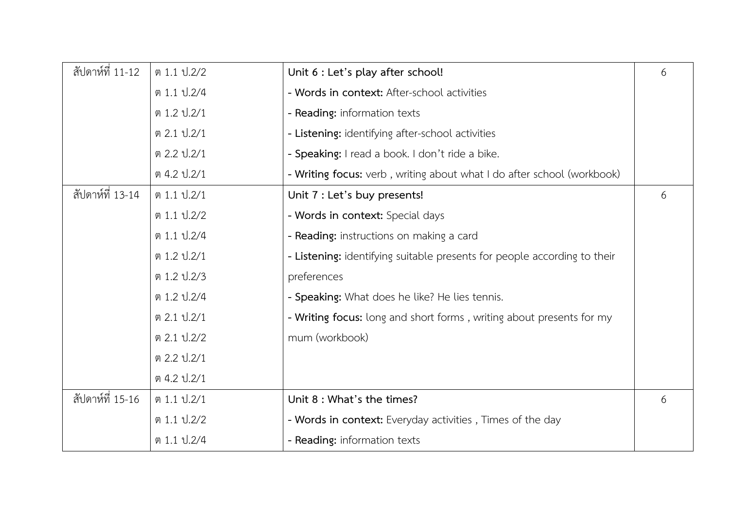| | | | |
|---|---|---|---|
| สัปดาห์ที่ 11-12 | ต 1.1 ป.2/2<br>ต 1.1 ป.2/4<br>ต 1.2 ป.2/1<br>ต 2.1 ป.2/1<br>ต 2.2 ป.2/1<br>ต 4.2 ป.2/1 | **Unit 6 : Let's play after school!**<br>- **Words in context:** After-school activities<br>- **Reading:** information texts<br>- **Listening:** identifying after-school activities<br>- **Speaking:** I read a book. I don't ride a bike.<br>- **Writing focus:** verb , writing about what I do after school (workbook) | 6 |
| สัปดาห์ที่ 13-14 | ต 1.1 ป.2/1<br>ต 1.1 ป.2/2<br>ต 1.1 ป.2/4<br>ต 1.2 ป.2/1<br>ต 1.2 ป.2/3<br>ต 1.2 ป.2/4<br>ต 2.1 ป.2/1<br>ต 2.1 ป.2/2<br>ต 2.2 ป.2/1<br>ต 4.2 ป.2/1 | **Unit 7 : Let's buy presents!**<br>- **Words in context:** Special days<br>- **Reading:** instructions on making a card<br>- **Listening:** identifying suitable presents for people according to their preferences<br>- **Speaking:** What does he like? He lies tennis.<br>- **Writing focus:** long and short forms , writing about presents for my mum (workbook) | 6 |
| สัปดาห์ที่ 15-16 | ต 1.1 ป.2/1<br>ต 1.1 ป.2/2<br>ต 1.1 ป.2/4 | **Unit 8 : What's the times?**<br>- **Words in context:** Everyday activities , Times of the day<br>- **Reading:** information texts | 6 |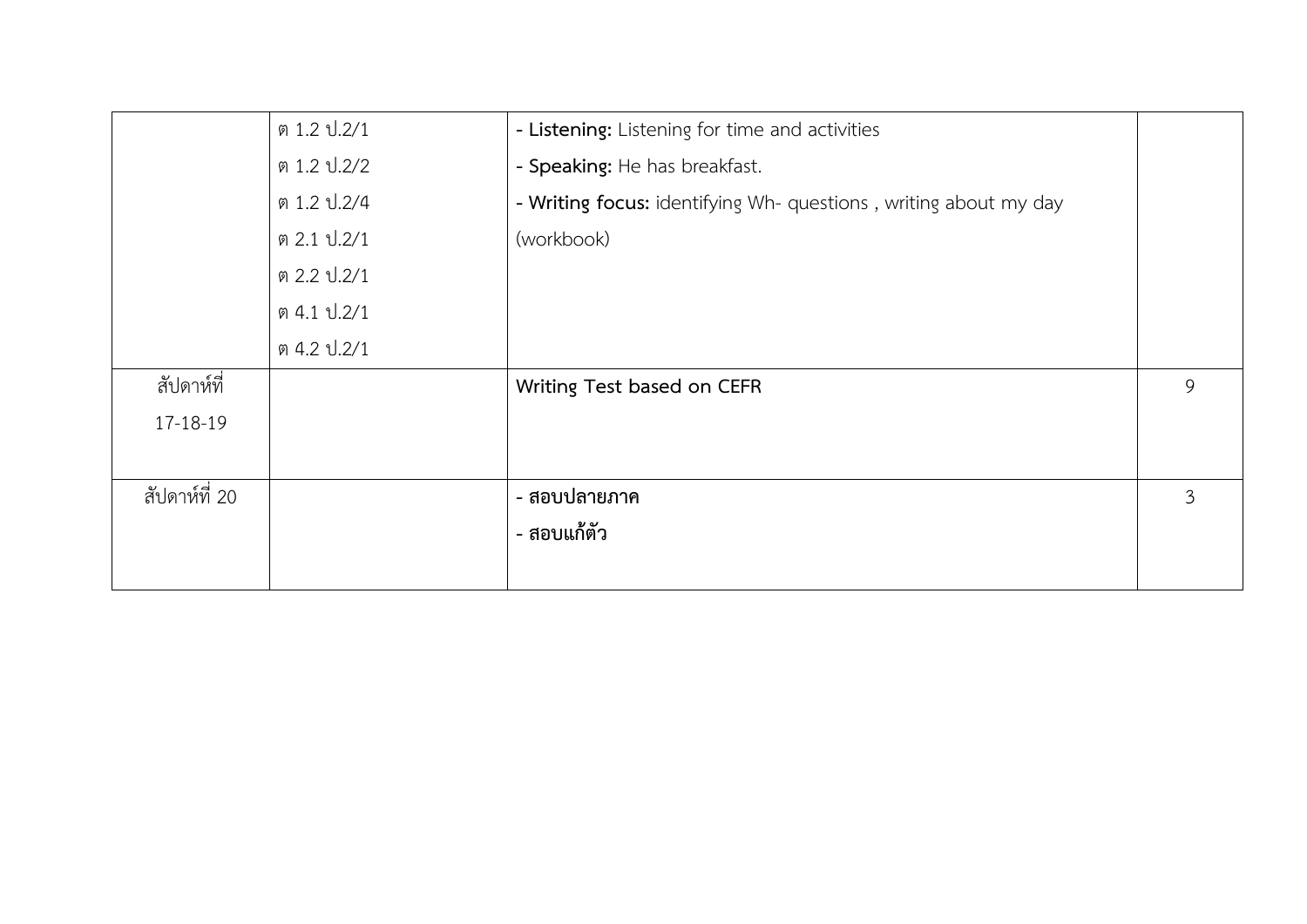| | | | |
|---|---|---|---|
| | ต 1.2 ป.2/1<br>ต 1.2 ป.2/2<br>ต 1.2 ป.2/4<br>ต 2.1 ป.2/1<br>ต 2.2 ป.2/1<br>ต 4.1 ป.2/1<br>ต 4.2 ป.2/1 | - **Listening:** Listening for time and activities<br>- **Speaking:** He has breakfast.<br>- **Writing focus:** identifying Wh- questions , writing about my day (workbook) | |
| สัปดาห์ที่ 17-18-19 | | **Writing Test based on CEFR** | 9 |
| สัปดาห์ที่ 20 | | **- สอบปลายภาค**<br>**- สอบแก้ตัว** | 3 |